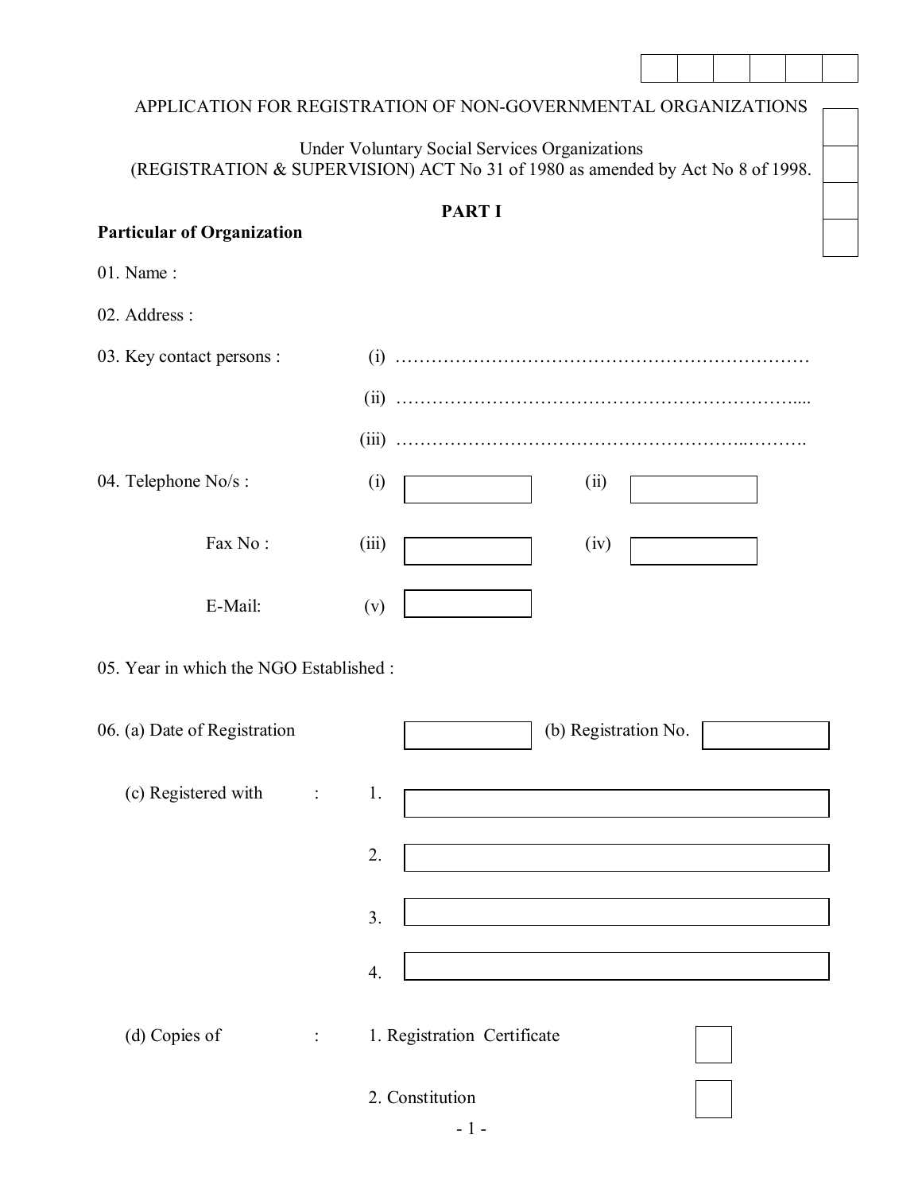APPLICATION FOR REGISTRATION OF NON-GOVERNMENTAL ORGANIZATIONS

Under Voluntary Social Services Organizations
(REGISTRATION & SUPERVISION) ACT No 31 of 1980 as amended by Act No 8 of 1998.

## PART I

**Particular of Organization**

01. Name :

02. Address :

03. Key contact persons : (i) ……………………………………………………………
 (ii) ………………………………………………………….....
 (iii) ………………………………………………..……….

04. Telephone No/s : (i) [ ] (ii) [ ]

 Fax No : (iii) [ ] (iv) [ ]

 E-Mail: (v) [ ]

05. Year in which the NGO Established :

06. (a) Date of Registration [ ] (b) Registration No. [ ]

 (c) Registered with : 1. [ ]
 2. [ ]
 3. [ ]
 4. [ ]

 (d) Copies of : 1. Registration Certificate [ ]
 2. Constitution [ ]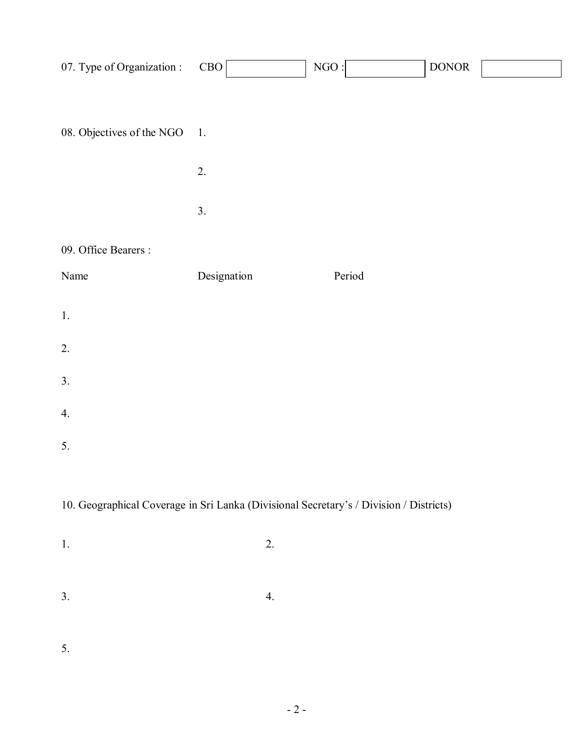07. Type of Organization : CBO [ ] NGO : [ ] DONOR [ ]

08. Objectives of the NGO

1.

2.

3.

09. Office Bearers :

| Name | Designation | Period |
|---|---|---|
| 1. | | |
| 2. | | |
| 3. | | |
| 4. | | |
| 5. | | |

10. Geographical Coverage in Sri Lanka (Divisional Secretary's / Division / Districts)

| | |
|---|---|
| 1. | 2. |
| 3. | 4. |
| 5. | |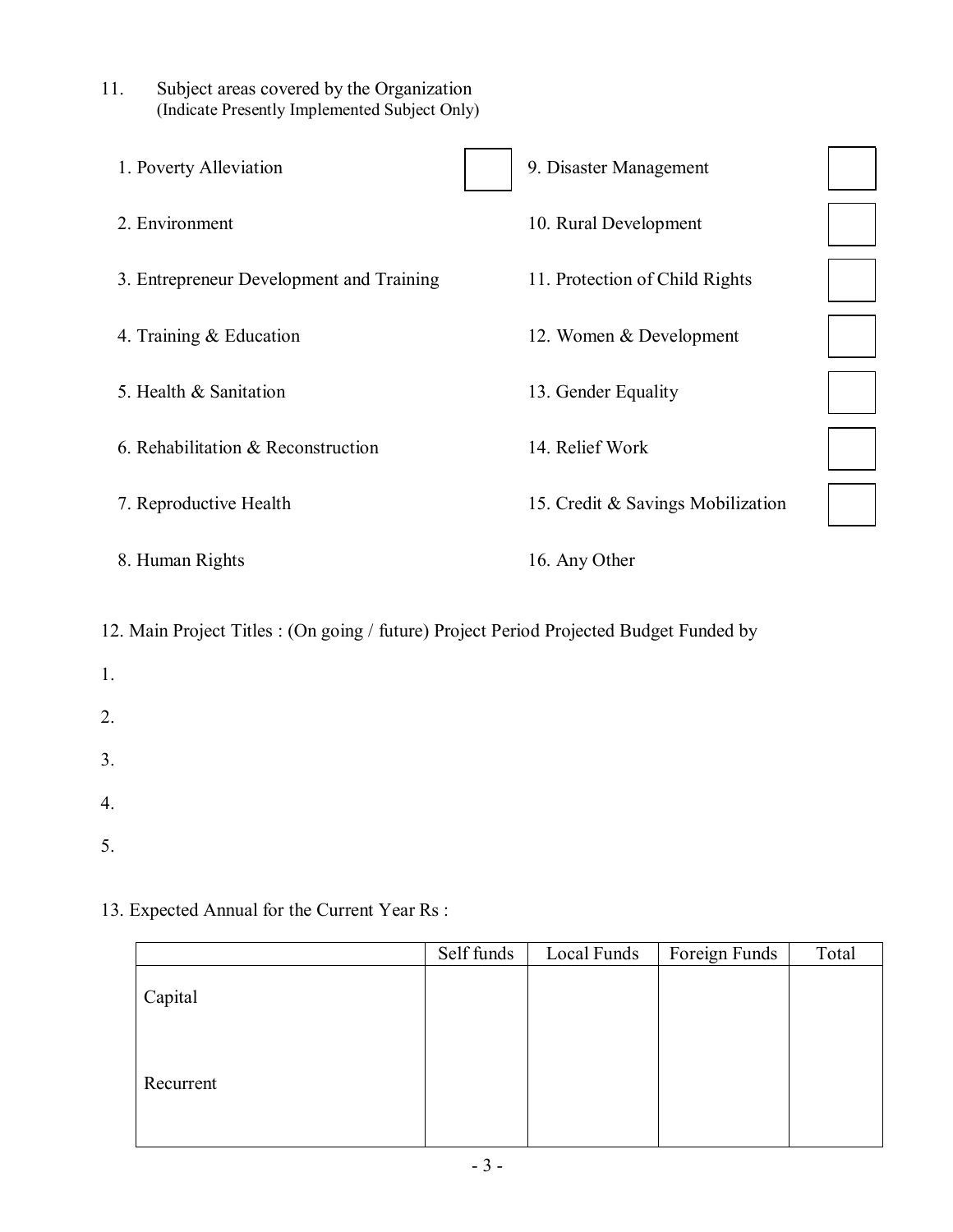11. Subject areas covered by the Organization
(Indicate Presently Implemented Subject Only)

| | | | |
|---|---|---|---|
| 1. Poverty Alleviation | ☐ | 9. Disaster Management | ☐ |
| 2. Environment | | 10. Rural Development | ☐ |
| 3. Entrepreneur Development and Training | | 11. Protection of Child Rights | ☐ |
| 4. Training & Education | | 12. Women & Development | ☐ |
| 5. Health & Sanitation | | 13. Gender Equality | ☐ |
| 6. Rehabilitation & Reconstruction | | 14. Relief Work | ☐ |
| 7. Reproductive Health | | 15. Credit & Savings Mobilization | ☐ |
| 8. Human Rights | | 16. Any Other | |

12. Main Project Titles : (On going / future) Project Period Projected Budget Funded by

1.

2.

3.

4.

5.

13. Expected Annual for the Current Year Rs :

| | Self funds | Local Funds | Foreign Funds | Total |
|---|---|---|---|---|
| Capital | | | | |
| Recurrent | | | | |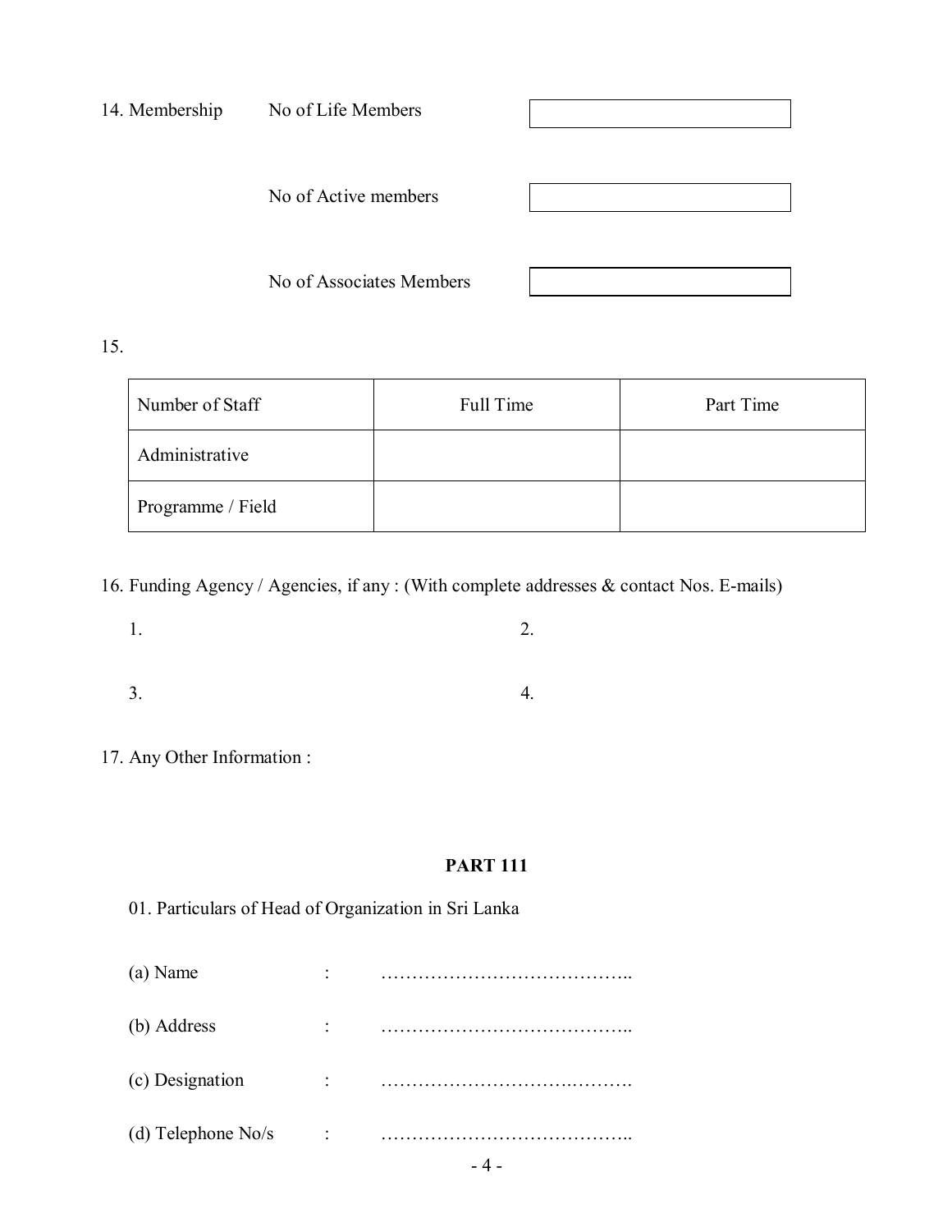14. Membership

| | |
|---|---|
| No of Life Members | |
| No of Active members | |
| No of Associates Members | |

15.

| Number of Staff | Full Time | Part Time |
|---|---|---|
| Administrative | | |
| Programme / Field | | |

16. Funding Agency / Agencies, if any : (With complete addresses & contact Nos. E-mails)

1. 
2. 
3. 
4. 

17. Any Other Information :

**PART 111**

01. Particulars of Head of Organization in Sri Lanka

(a) Name : …………………………………..

(b) Address : …………………………………..

(c) Designation : ………………………….……….

(d) Telephone No/s : …………………………………..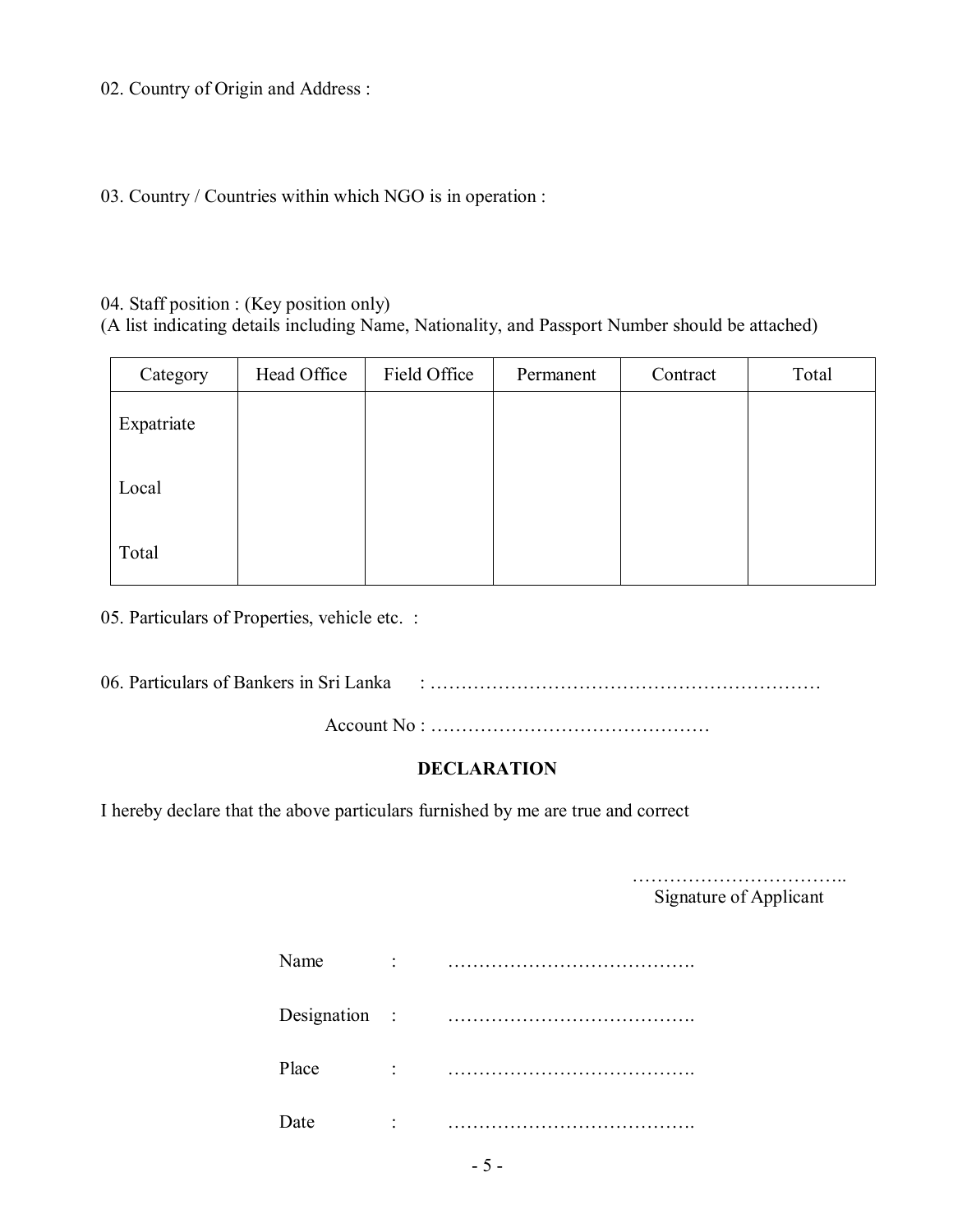02. Country of Origin and Address :

03. Country / Countries within which NGO is in operation :

04. Staff position : (Key position only)
(A list indicating details including Name, Nationality, and Passport Number should be attached)

| Category | Head Office | Field Office | Permanent | Contract | Total |
|---|---|---|---|---|---|
| Expatriate | | | | | |
| Local | | | | | |
| Total | | | | | |

05. Particulars of Properties, vehicle etc. :

06. Particulars of Bankers in Sri Lanka : ………………………………………………………

Account No : ………………………………………

**DECLARATION**

I hereby declare that the above particulars furnished by me are true and correct

……………………………..
Signature of Applicant

Name : ………………………………….

Designation : ………………………………….

Place : ………………………………….

Date : ………………………………….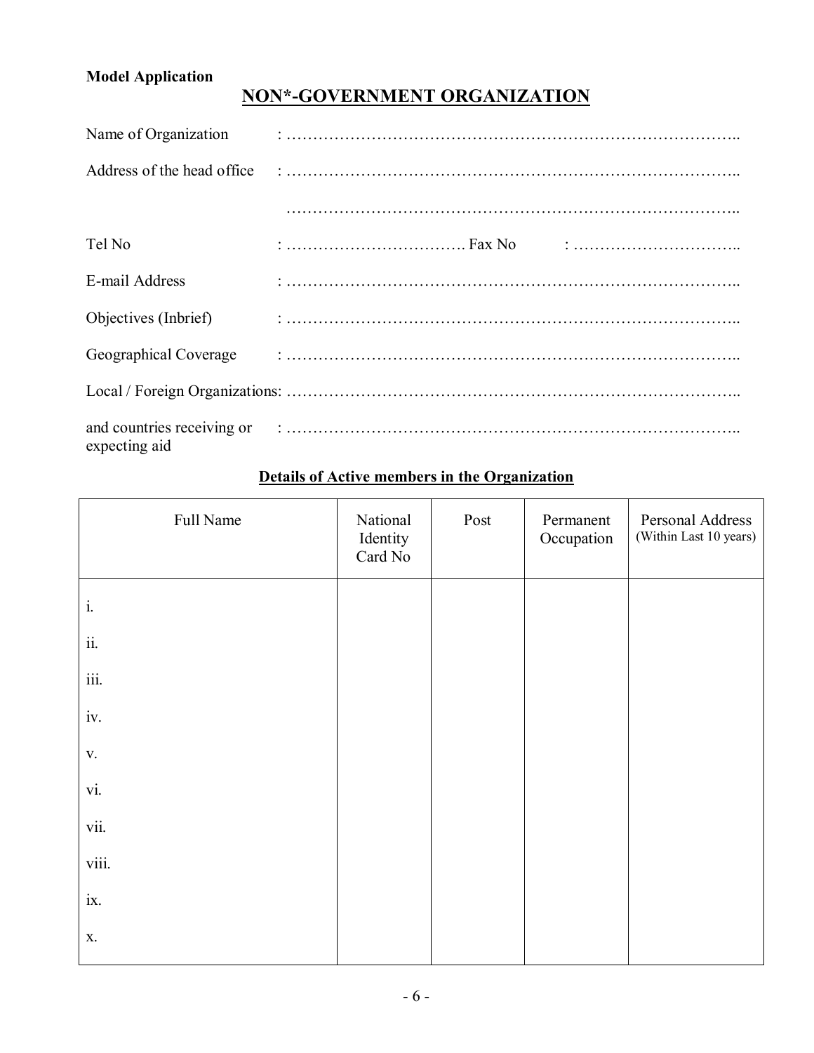**Model Application**

## NON*-GOVERNMENT ORGANIZATION

Name of Organization : ……………………………………………………………………………..

Address of the head office : ……………………………………………………………………………..

……………………………………………………………………………..

Tel No : ……………………………. Fax No : …………………………..

E-mail Address : ……………………………………………………………………………..

Objectives (Inbrief) : ……………………………………………………………………………..

Geographical Coverage : ……………………………………………………………………………..

Local / Foreign Organizations: ……………………………………………………………………………..

and countries receiving or expecting aid : ……………………………………………………………………………..

### Details of Active members in the Organization

| Full Name | National Identity Card No | Post | Permanent Occupation | Personal Address (Within Last 10 years) |
|---|---|---|---|---|
| i. | | | | |
| ii. | | | | |
| iii. | | | | |
| iv. | | | | |
| v. | | | | |
| vi. | | | | |
| vii. | | | | |
| viii. | | | | |
| ix. | | | | |
| x. | | | | |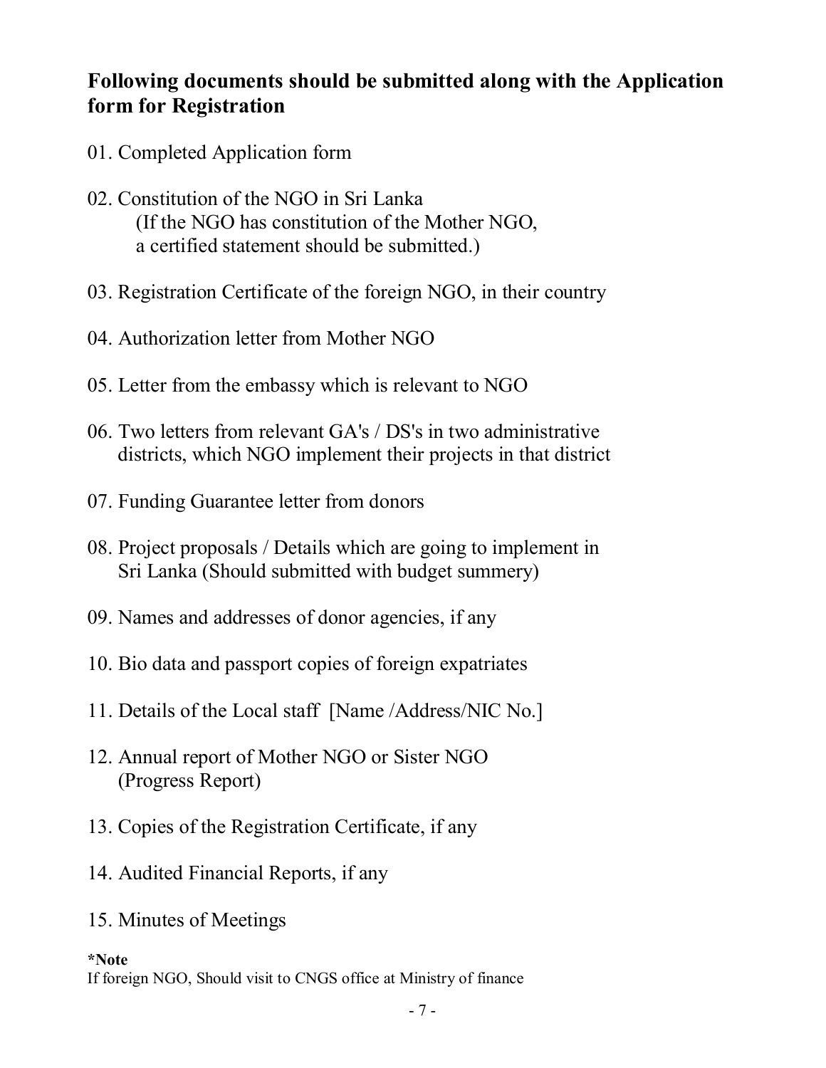## Following documents should be submitted along with the Application form for Registration

01. Completed Application form

02. Constitution of the NGO in Sri Lanka
    (If the NGO has constitution of the Mother NGO,
    a certified statement should be submitted.)

03. Registration Certificate of the foreign NGO, in their country

04. Authorization letter from Mother NGO

05. Letter from the embassy which is relevant to NGO

06. Two letters from relevant GA's / DS's in two administrative districts, which NGO implement their projects in that district

07. Funding Guarantee letter from donors

08. Project proposals / Details which are going to implement in Sri Lanka (Should submitted with budget summery)

09. Names and addresses of donor agencies, if any

10. Bio data and passport copies of foreign expatriates

11. Details of the Local staff [Name /Address/NIC No.]

12. Annual report of Mother NGO or Sister NGO (Progress Report)

13. Copies of the Registration Certificate, if any

14. Audited Financial Reports, if any

15. Minutes of Meetings

**\*Note**
If foreign NGO, Should visit to CNGS office at Ministry of finance